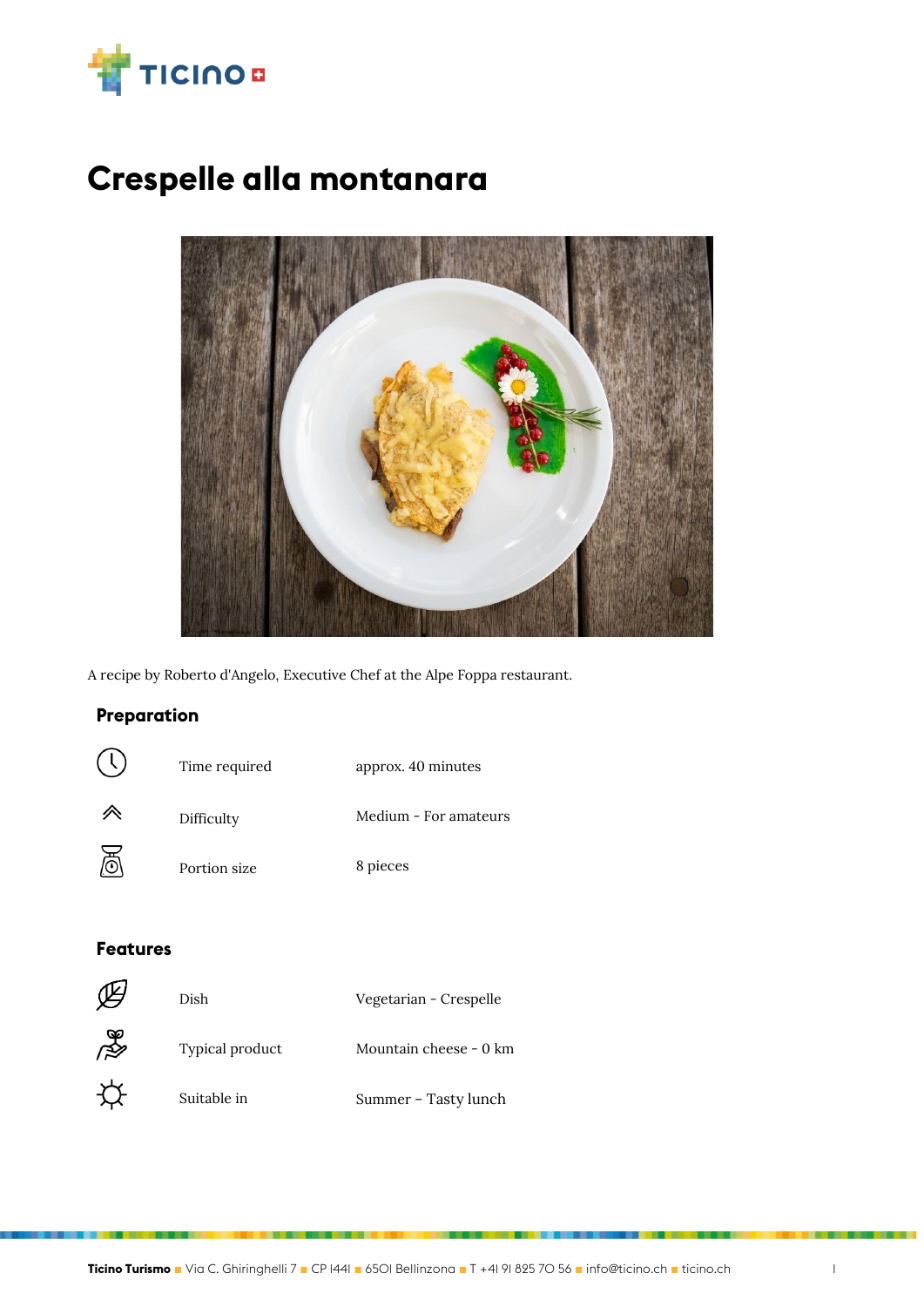# Crespelle alla montanara

A recipe by Roberto d'Angelo, Executive Chef at the Alpe Foppa restaurant.

## Preparation

| | |
|---|---|
| Time required | approx. 40 minutes |
| Difficulty | Medium - For amateurs |
| Portion size | 8 pieces |

## Features

| | |
|---|---|
| Dish | Vegetarian - Crespelle |
| Typical product | Mountain cheese - 0 km |
| Suitable in | Summer – Tasty lunch |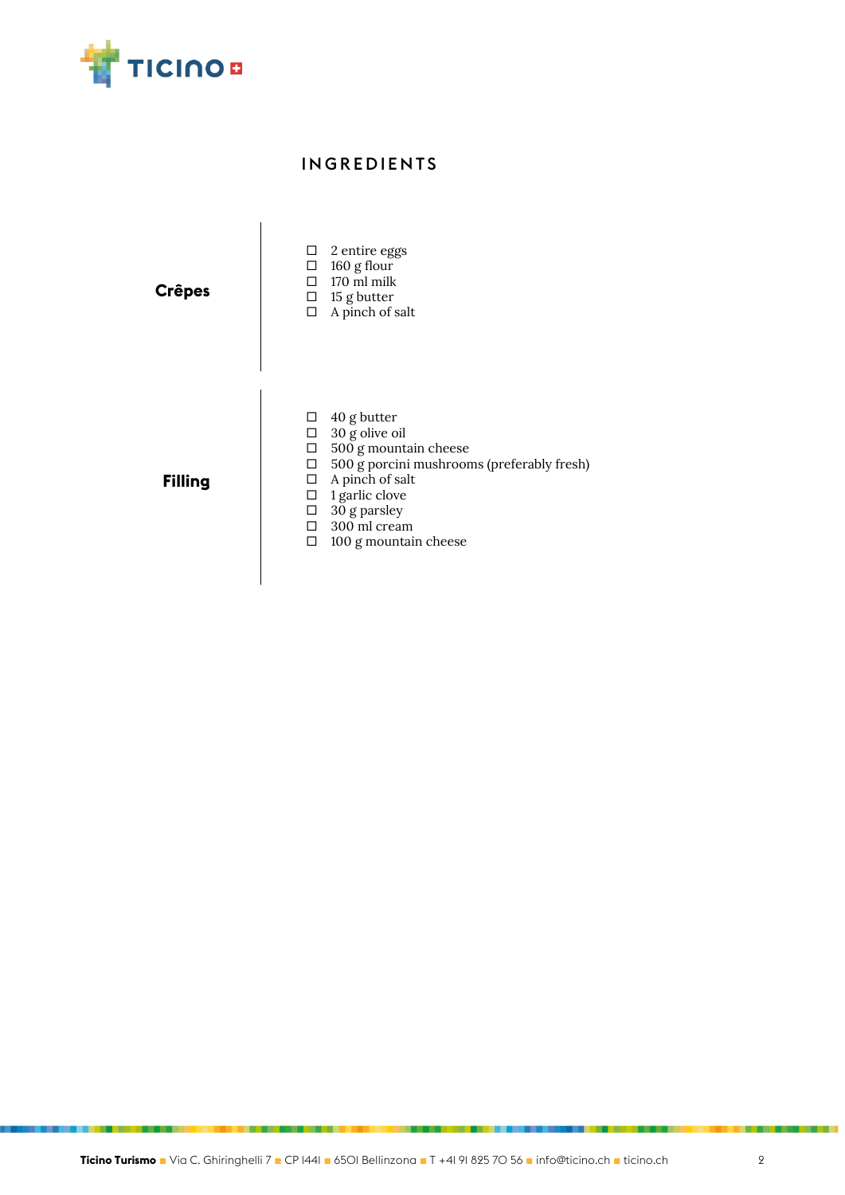# INGREDIENTS

## Crêpes

- ☐ 2 entire eggs
- ☐ 160 g flour
- ☐ 170 ml milk
- ☐ 15 g butter
- ☐ A pinch of salt

## Filling

- ☐ 40 g butter
- ☐ 30 g olive oil
- ☐ 500 g mountain cheese
- ☐ 500 g porcini mushrooms (preferably fresh)
- ☐ A pinch of salt
- ☐ 1 garlic clove
- ☐ 30 g parsley
- ☐ 300 ml cream
- ☐ 100 g mountain cheese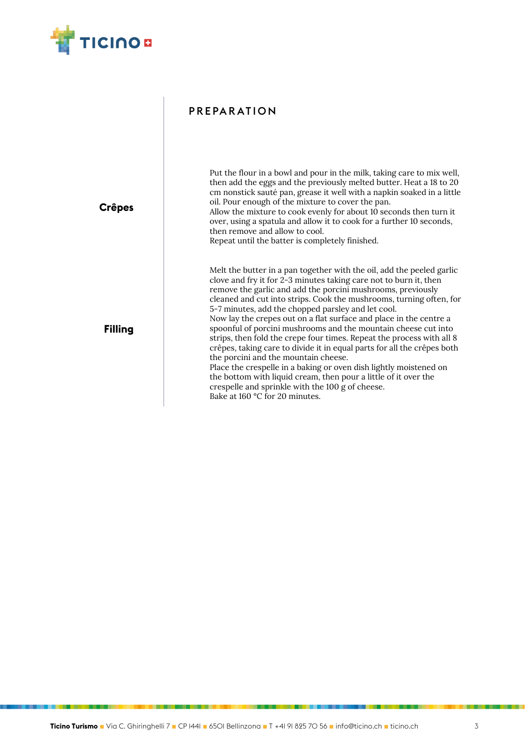## PREPARATION

### Crêpes

Put the flour in a bowl and pour in the milk, taking care to mix well, then add the eggs and the previously melted butter. Heat a 18 to 20 cm nonstick sauté pan, grease it well with a napkin soaked in a little oil. Pour enough of the mixture to cover the pan.
Allow the mixture to cook evenly for about 10 seconds then turn it over, using a spatula and allow it to cook for a further 10 seconds, then remove and allow to cool.
Repeat until the batter is completely finished.

### Filling

Melt the butter in a pan together with the oil, add the peeled garlic clove and fry it for 2-3 minutes taking care not to burn it, then remove the garlic and add the porcini mushrooms, previously cleaned and cut into strips. Cook the mushrooms, turning often, for 5-7 minutes, add the chopped parsley and let cool.
Now lay the crepes out on a flat surface and place in the centre a spoonful of porcini mushrooms and the mountain cheese cut into strips, then fold the crepe four times. Repeat the process with all 8 crêpes, taking care to divide it in equal parts for all the crêpes both the porcini and the mountain cheese.
Place the crespelle in a baking or oven dish lightly moistened on the bottom with liquid cream, then pour a little of it over the crespelle and sprinkle with the 100 g of cheese.
Bake at 160 °C for 20 minutes.